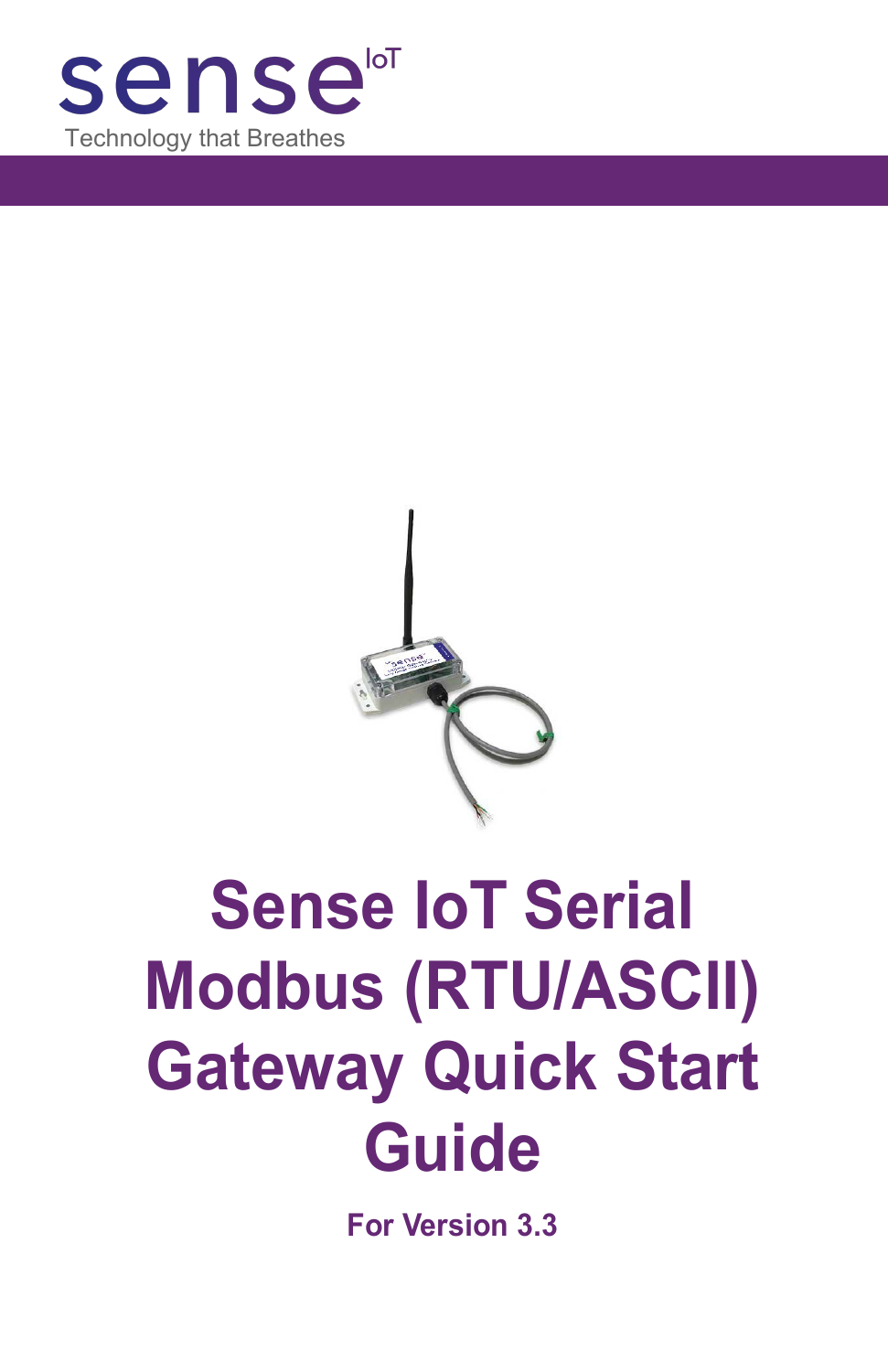sense IoT

Technology that Breathes

# Sense IoT Serial Modbus (RTU/ASCII) Gateway Quick Start Guide

**For Version 3.3**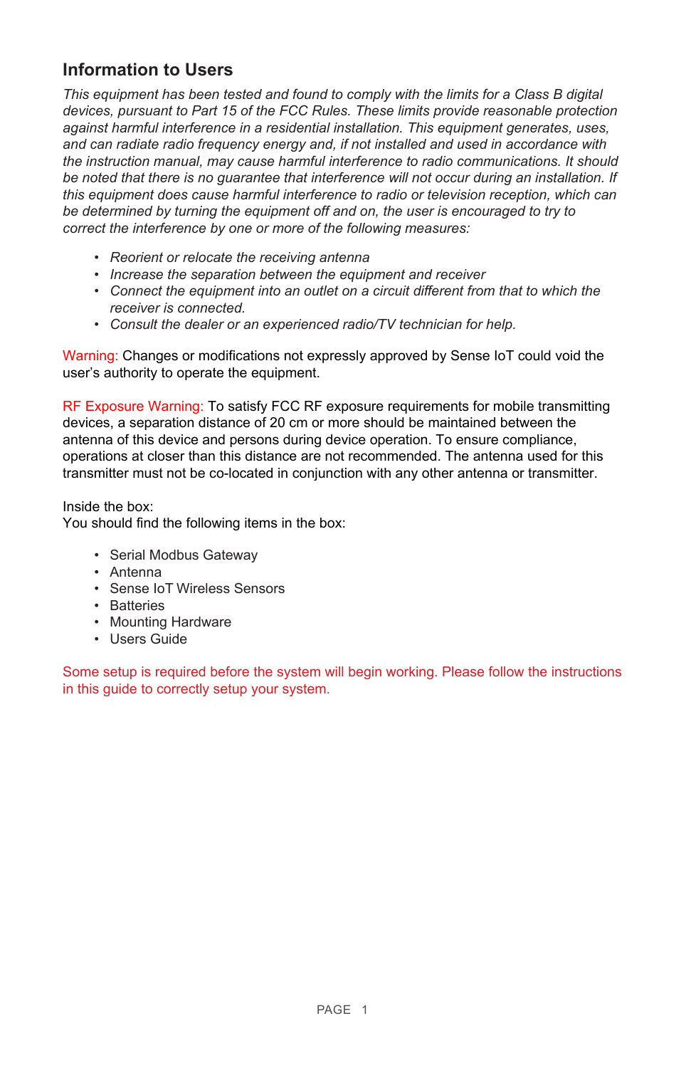## Information to Users

*This equipment has been tested and found to comply with the limits for a Class B digital devices, pursuant to Part 15 of the FCC Rules. These limits provide reasonable protection against harmful interference in a residential installation. This equipment generates, uses, and can radiate radio frequency energy and, if not installed and used in accordance with the instruction manual, may cause harmful interference to radio communications. It should be noted that there is no guarantee that interference will not occur during an installation. If this equipment does cause harmful interference to radio or television reception, which can be determined by turning the equipment off and on, the user is encouraged to try to correct the interference by one or more of the following measures:*

- *Reorient or relocate the receiving antenna*
- *Increase the separation between the equipment and receiver*
- *Connect the equipment into an outlet on a circuit different from that to which the receiver is connected.*
- *Consult the dealer or an experienced radio/TV technician for help.*

Warning: Changes or modifications not expressly approved by Sense IoT could void the user's authority to operate the equipment.

RF Exposure Warning: To satisfy FCC RF exposure requirements for mobile transmitting devices, a separation distance of 20 cm or more should be maintained between the antenna of this device and persons during device operation. To ensure compliance, operations at closer than this distance are not recommended. The antenna used for this transmitter must not be co-located in conjunction with any other antenna or transmitter.

Inside the box:
You should find the following items in the box:

- Serial Modbus Gateway
- Antenna
- Sense IoT Wireless Sensors
- Batteries
- Mounting Hardware
- Users Guide

Some setup is required before the system will begin working. Please follow the instructions in this guide to correctly setup your system.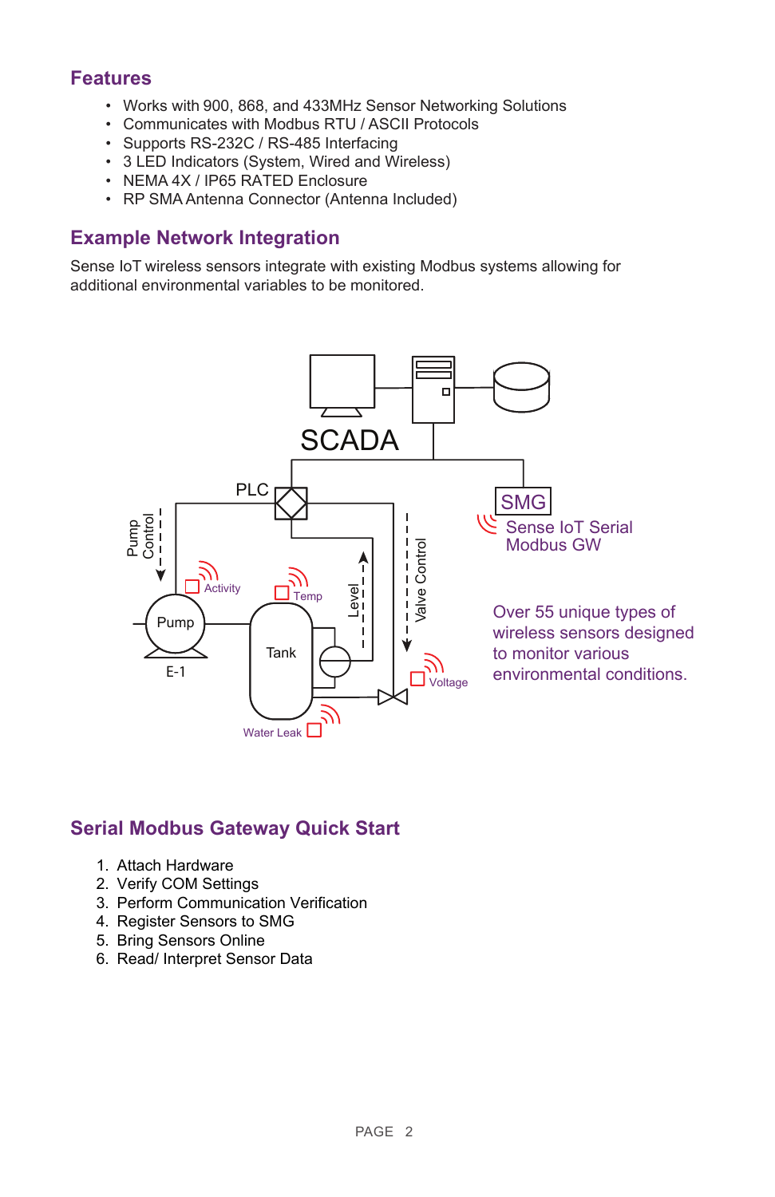## Features

- Works with 900, 868, and 433MHz Sensor Networking Solutions
- Communicates with Modbus RTU / ASCII Protocols
- Supports RS-232C / RS-485 Interfacing
- 3 LED Indicators (System, Wired and Wireless)
- NEMA 4X / IP65 RATED Enclosure
- RP SMA Antenna Connector (Antenna Included)

## Example Network Integration

Sense IoT wireless sensors integrate with existing Modbus systems allowing for additional environmental variables to be monitored.

Over 55 unique types of wireless sensors designed to monitor various environmental conditions.

## Serial Modbus Gateway Quick Start

1. Attach Hardware
2. Verify COM Settings
3. Perform Communication Verification
4. Register Sensors to SMG
5. Bring Sensors Online
6. Read/ Interpret Sensor Data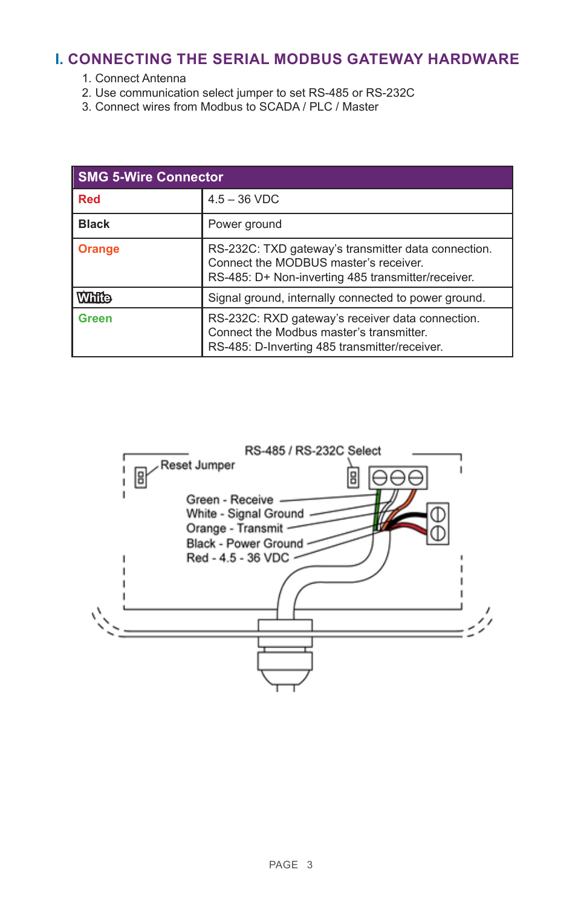## I. CONNECTING THE SERIAL MODBUS GATEWAY HARDWARE

1. Connect Antenna
2. Use communication select jumper to set RS-485 or RS-232C
3. Connect wires from Modbus to SCADA / PLC / Master

| SMG 5-Wire Connector | |
|---|---|
| **Red** | 4.5 – 36 VDC |
| **Black** | Power ground |
| **Orange** | RS-232C: TXD gateway's transmitter data connection. Connect the MODBUS master's receiver.<br>RS-485: D+ Non-inverting 485 transmitter/receiver. |
| **White** | Signal ground, internally connected to power ground. |
| **Green** | RS-232C: RXD gateway's receiver data connection. Connect the Modbus master's transmitter.<br>RS-485: D-Inverting 485 transmitter/receiver. |

RS-485 / RS-232C Select

Reset Jumper

Green - Receive
White - Signal Ground
Orange - Transmit
Black - Power Ground
Red - 4.5 - 36 VDC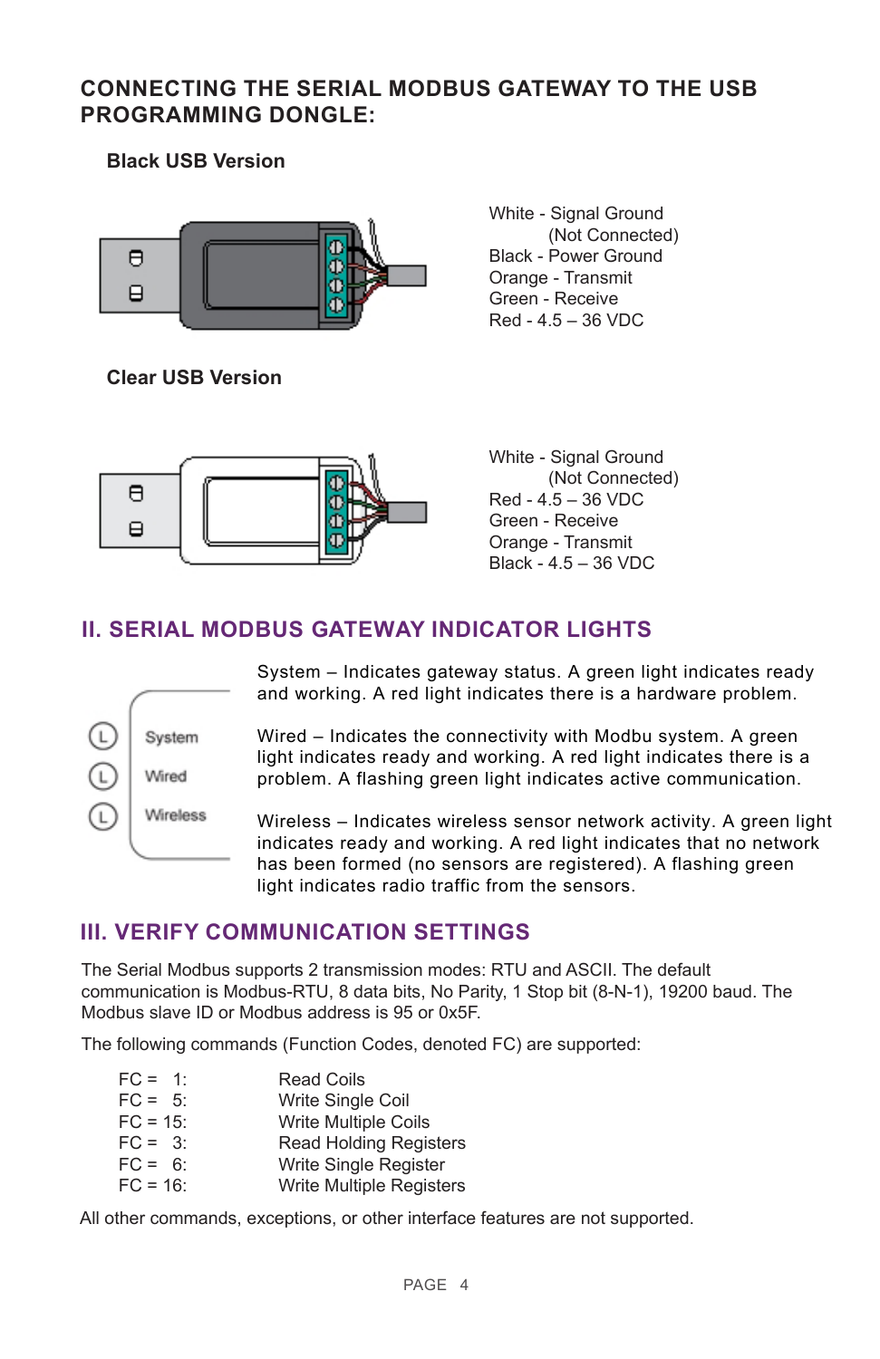## CONNECTING THE SERIAL MODBUS GATEWAY TO THE USB PROGRAMMING DONGLE:

### Black USB Version

White - Signal Ground
(Not Connected)
Black - Power Ground
Orange - Transmit
Green - Receive
Red - 4.5 – 36 VDC

### Clear USB Version

White - Signal Ground
(Not Connected)
Red - 4.5 – 36 VDC
Green - Receive
Orange - Transmit
Black - 4.5 – 36 VDC

## II. SERIAL MODBUS GATEWAY INDICATOR LIGHTS

System
Wired
Wireless

System – Indicates gateway status. A green light indicates ready and working. A red light indicates there is a hardware problem.

Wired – Indicates the connectivity with Modbu system. A green light indicates ready and working. A red light indicates there is a problem. A flashing green light indicates active communication.

Wireless – Indicates wireless sensor network activity. A green light indicates ready and working. A red light indicates that no network has been formed (no sensors are registered). A flashing green light indicates radio traffic from the sensors.

## III. VERIFY COMMUNICATION SETTINGS

The Serial Modbus supports 2 transmission modes: RTU and ASCII. The default communication is Modbus-RTU, 8 data bits, No Parity, 1 Stop bit (8-N-1), 19200 baud. The Modbus slave ID or Modbus address is 95 or 0x5F.

The following commands (Function Codes, denoted FC) are supported:

| | |
|---|---|
| FC = 1: | Read Coils |
| FC = 5: | Write Single Coil |
| FC = 15: | Write Multiple Coils |
| FC = 3: | Read Holding Registers |
| FC = 6: | Write Single Register |
| FC = 16: | Write Multiple Registers |

All other commands, exceptions, or other interface features are not supported.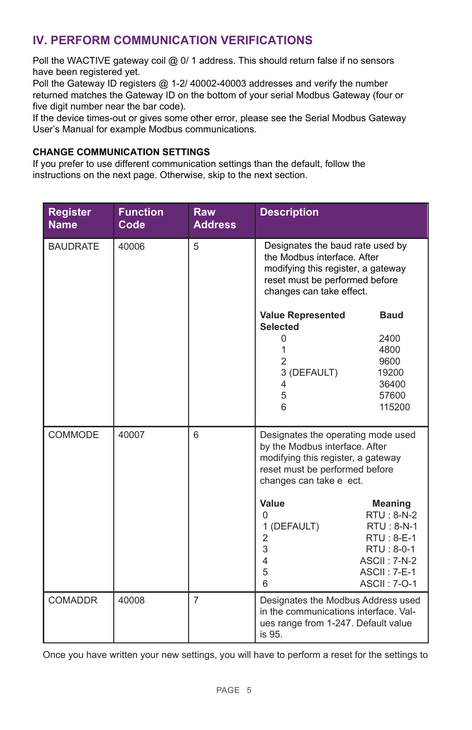## IV. PERFORM COMMUNICATION VERIFICATIONS

Poll the WACTIVE gateway coil @ 0/ 1 address. This should return false if no sensors have been registered yet.
Poll the Gateway ID registers @ 1-2/ 40002-40003 addresses and verify the number returned matches the Gateway ID on the bottom of your serial Modbus Gateway (four or five digit number near the bar code).
If the device times-out or gives some other error, please see the Serial Modbus Gateway User's Manual for example Modbus communications.

### CHANGE COMMUNICATION SETTINGS

If you prefer to use different communication settings than the default, follow the instructions on the next page. Otherwise, skip to the next section.

| Register Name | Function Code | Raw Address | Description |
|---|---|---|---|
| BAUDRATE | 40006 | 5 | Designates the baud rate used by the Modbus interface. After modifying this register, a gateway reset must be performed before changes can take effect.<br><br>**Value Represented Selected** — **Baud**<br>0 — 2400<br>1 — 4800<br>2 — 9600<br>3 (DEFAULT) — 19200<br>4 — 36400<br>5 — 57600<br>6 — 115200 |
| COMMODE | 40007 | 6 | Designates the operating mode used by the Modbus interface. After modifying this register, a gateway reset must be performed before changes can take e ect.<br><br>**Value** — **Meaning**<br>0 — RTU : 8-N-2<br>1 (DEFAULT) — RTU : 8-N-1<br>2 — RTU : 8-E-1<br>3 — RTU : 8-0-1<br>4 — ASCII : 7-N-2<br>5 — ASCII : 7-E-1<br>6 — ASCII : 7-O-1 |
| COMADDR | 40008 | 7 | Designates the Modbus Address used in the communications interface. Values range from 1-247. Default value is 95. |

Once you have written your new settings, you will have to perform a reset for the settings to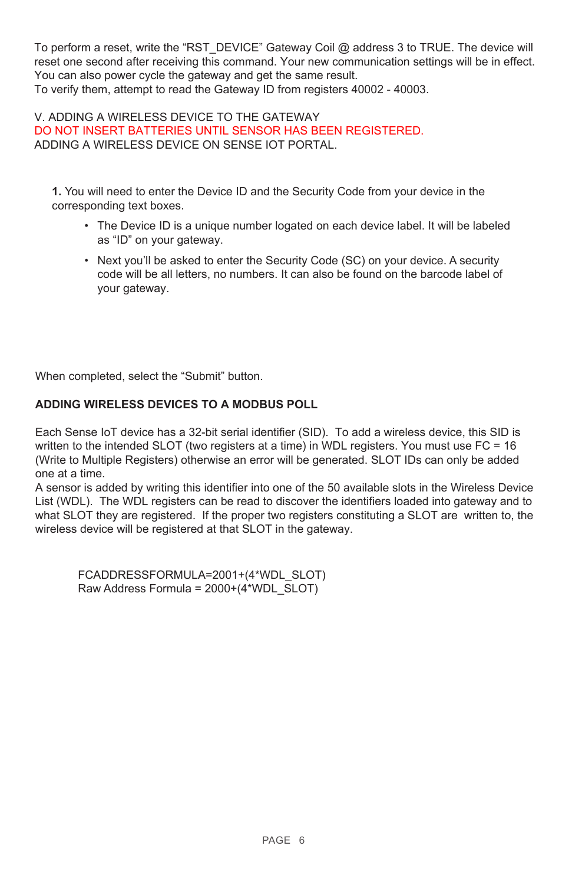To perform a reset, write the “RST_DEVICE” Gateway Coil @ address 3 to TRUE. The device will reset one second after receiving this command. Your new communication settings will be in effect. You can also power cycle the gateway and get the same result.
To verify them, attempt to read the Gateway ID from registers 40002 - 40003.

## V. ADDING A WIRELESS DEVICE TO THE GATEWAY

DO NOT INSERT BATTERIES UNTIL SENSOR HAS BEEN REGISTERED.

ADDING A WIRELESS DEVICE ON SENSE IOT PORTAL.

**1.** You will need to enter the Device ID and the Security Code from your device in the corresponding text boxes.

- The Device ID is a unique number logated on each device label. It will be labeled as “ID” on your gateway.
- Next you’ll be asked to enter the Security Code (SC) on your device. A security code will be all letters, no numbers. It can also be found on the barcode label of your gateway.

When completed, select the “Submit” button.

**ADDING WIRELESS DEVICES TO A MODBUS POLL**

Each Sense IoT device has a 32-bit serial identifier (SID). To add a wireless device, this SID is written to the intended SLOT (two registers at a time) in WDL registers. You must use FC = 16 (Write to Multiple Registers) otherwise an error will be generated. SLOT IDs can only be added one at a time.
A sensor is added by writing this identifier into one of the 50 available slots in the Wireless Device List (WDL). The WDL registers can be read to discover the identifiers loaded into gateway and to what SLOT they are registered. If the proper two registers constituting a SLOT are written to, the wireless device will be registered at that SLOT in the gateway.

FCADDRESSFORMULA=2001+(4*WDL_SLOT)
Raw Address Formula = 2000+(4*WDL_SLOT)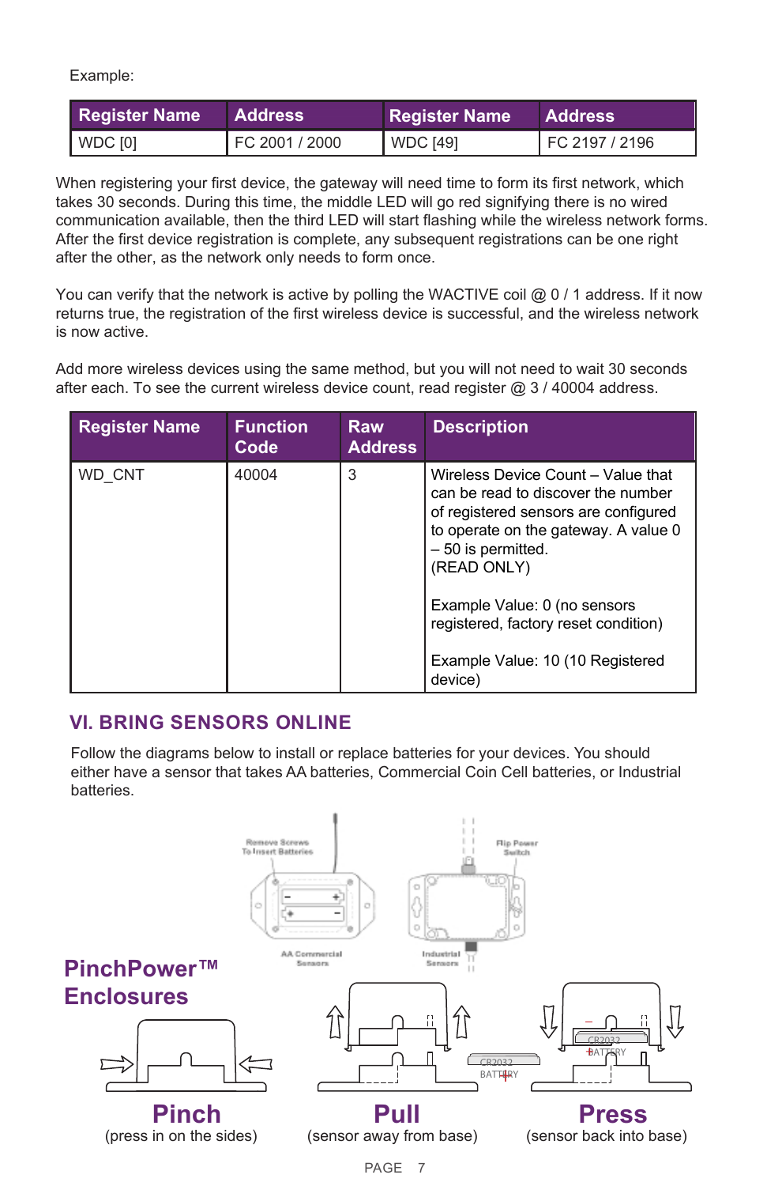Example:

| Register Name | Address | Register Name | Address |
| --- | --- | --- | --- |
| WDC [0] | FC 2001 / 2000 | WDC [49] | FC 2197 / 2196 |

When registering your first device, the gateway will need time to form its first network, which takes 30 seconds. During this time, the middle LED will go red signifying there is no wired communication available, then the third LED will start flashing while the wireless network forms. After the first device registration is complete, any subsequent registrations can be one right after the other, as the network only needs to form once.

You can verify that the network is active by polling the WACTIVE coil @ 0 / 1 address. If it now returns true, the registration of the first wireless device is successful, and the wireless network is now active.

Add more wireless devices using the same method, but you will not need to wait 30 seconds after each. To see the current wireless device count, read register @ 3 / 40004 address.

| Register Name | Function Code | Raw Address | Description |
| --- | --- | --- | --- |
| WD_CNT | 40004 | 3 | Wireless Device Count – Value that can be read to discover the number of registered sensors are configured to operate on the gateway. A value 0 – 50 is permitted.<br>(READ ONLY)<br><br>Example Value: 0 (no sensors registered, factory reset condition)<br><br>Example Value: 10 (10 Registered device) |

## VI. BRING SENSORS ONLINE

Follow the diagrams below to install or replace batteries for your devices. You should either have a sensor that takes AA batteries, Commercial Coin Cell batteries, or Industrial batteries.

Remove Screws To Insert Batteries

AA Commercial Sensors

Flip Power Switch

Industrial Sensors

**PinchPower™ Enclosures**

**Pinch**
(press in on the sides)

**Pull**
(sensor away from base)

**Press**
(sensor back into base)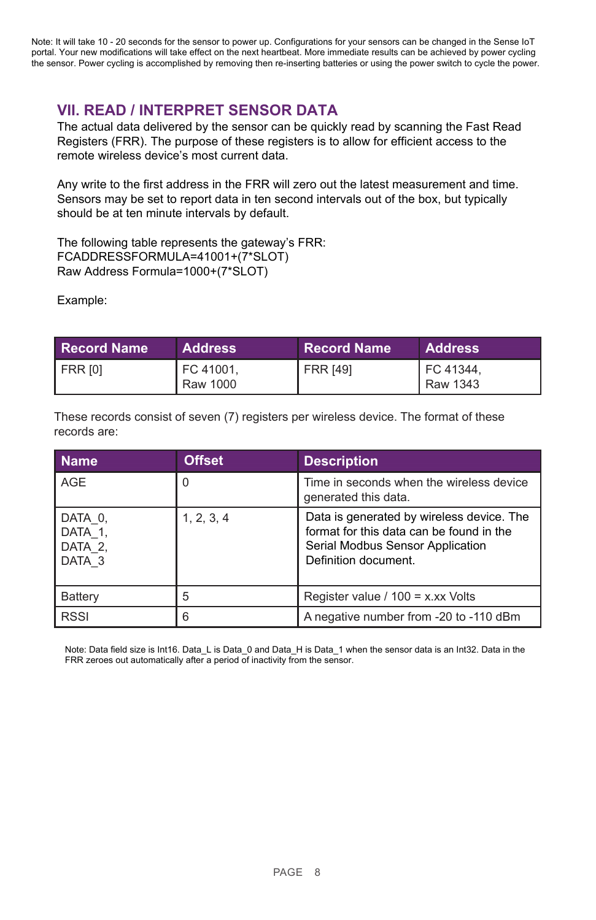Note: It will take 10 - 20 seconds for the sensor to power up. Configurations for your sensors can be changed in the Sense IoT portal. Your new modifications will take effect on the next heartbeat. More immediate results can be achieved by power cycling the sensor. Power cycling is accomplished by removing then re-inserting batteries or using the power switch to cycle the power.

## VII. READ / INTERPRET SENSOR DATA

The actual data delivered by the sensor can be quickly read by scanning the Fast Read Registers (FRR). The purpose of these registers is to allow for efficient access to the remote wireless device's most current data.

Any write to the first address in the FRR will zero out the latest measurement and time. Sensors may be set to report data in ten second intervals out of the box, but typically should be at ten minute intervals by default.

The following table represents the gateway's FRR:
FCADDRESSFORMULA=41001+(7*SLOT)
Raw Address Formula=1000+(7*SLOT)

Example:

| Record Name | Address | Record Name | Address |
|---|---|---|---|
| FRR [0] | FC 41001, Raw 1000 | FRR [49] | FC 41344, Raw 1343 |

These records consist of seven (7) registers per wireless device. The format of these records are:

| Name | Offset | Description |
|---|---|---|
| AGE | 0 | Time in seconds when the wireless device generated this data. |
| DATA_0, DATA_1, DATA_2, DATA_3 | 1, 2, 3, 4 | Data is generated by wireless device. The format for this data can be found in the Serial Modbus Sensor Application Definition document. |
| Battery | 5 | Register value / 100 = x.xx Volts |
| RSSI | 6 | A negative number from -20 to -110 dBm |

Note: Data field size is Int16. Data_L is Data_0 and Data_H is Data_1 when the sensor data is an Int32. Data in the FRR zeroes out automatically after a period of inactivity from the sensor.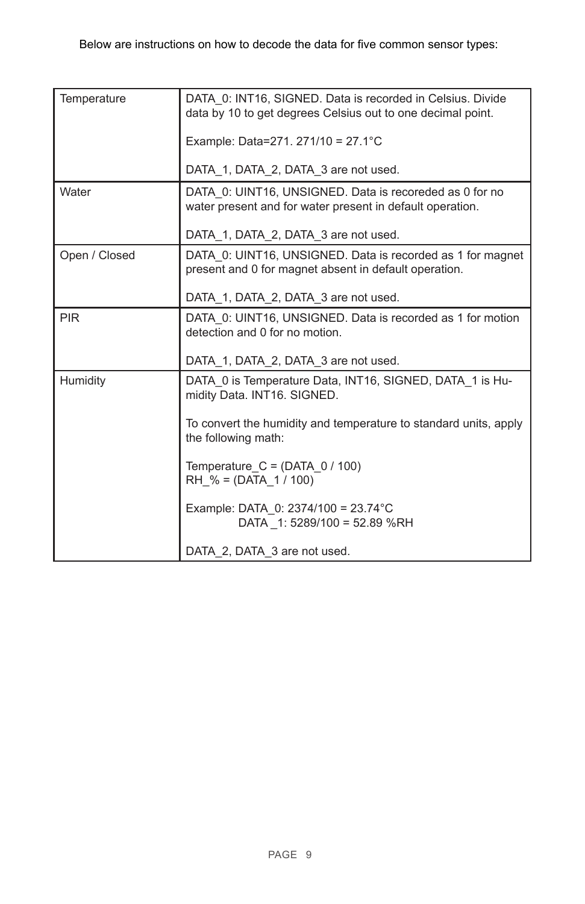Below are instructions on how to decode the data for five common sensor types:

| | |
|---|---|
| Temperature | DATA_0: INT16, SIGNED. Data is recorded in Celsius. Divide data by 10 to get degrees Celsius out to one decimal point.<br><br>Example: Data=271. 271/10 = 27.1°C<br><br>DATA_1, DATA_2, DATA_3 are not used. |
| Water | DATA_0: UINT16, UNSIGNED. Data is recoreded as 0 for no water present and for water present in default operation.<br><br>DATA_1, DATA_2, DATA_3 are not used. |
| Open / Closed | DATA_0: UINT16, UNSIGNED. Data is recorded as 1 for magnet present and 0 for magnet absent in default operation.<br><br>DATA_1, DATA_2, DATA_3 are not used. |
| PIR | DATA_0: UINT16, UNSIGNED. Data is recorded as 1 for motion detection and 0 for no motion.<br><br>DATA_1, DATA_2, DATA_3 are not used. |
| Humidity | DATA_0 is Temperature Data, INT16, SIGNED, DATA_1 is Humidity Data. INT16. SIGNED.<br><br>To convert the humidity and temperature to standard units, apply the following math:<br><br>Temperature_C = (DATA_0 / 100)<br>RH_% = (DATA_1 / 100)<br><br>Example: DATA_0: 2374/100 = 23.74°C<br>DATA _1: 5289/100 = 52.89 %RH<br><br>DATA_2, DATA_3 are not used. |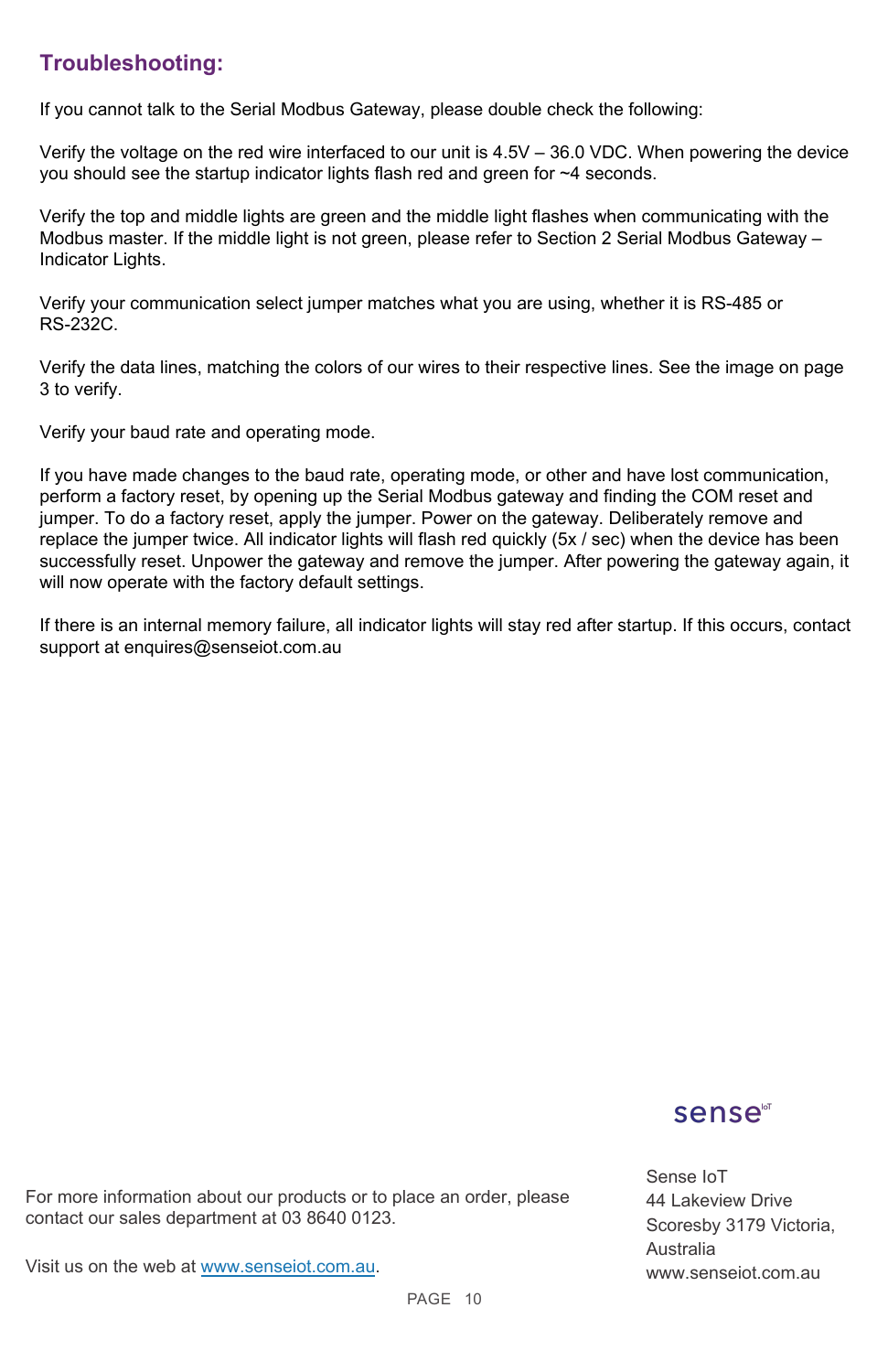## Troubleshooting:

If you cannot talk to the Serial Modbus Gateway, please double check the following:

Verify the voltage on the red wire interfaced to our unit is 4.5V – 36.0 VDC. When powering the device you should see the startup indicator lights flash red and green for ~4 seconds.

Verify the top and middle lights are green and the middle light flashes when communicating with the Modbus master. If the middle light is not green, please refer to Section 2 Serial Modbus Gateway – Indicator Lights.

Verify your communication select jumper matches what you are using, whether it is RS-485 or RS-232C.

Verify the data lines, matching the colors of our wires to their respective lines. See the image on page 3 to verify.

Verify your baud rate and operating mode.

If you have made changes to the baud rate, operating mode, or other and have lost communication, perform a factory reset, by opening up the Serial Modbus gateway and finding the COM reset and jumper. To do a factory reset, apply the jumper. Power on the gateway. Deliberately remove and replace the jumper twice. All indicator lights will flash red quickly (5x / sec) when the device has been successfully reset. Unpower the gateway and remove the jumper. After powering the gateway again, it will now operate with the factory default settings.

If there is an internal memory failure, all indicator lights will stay red after startup. If this occurs, contact support at enquires@senseiot.com.au

sense[IoT]

For more information about our products or to place an order, please contact our sales department at 03 8640 0123.

Visit us on the web at [www.senseiot.com.au](http://www.senseiot.com.au).

Sense IoT
44 Lakeview Drive
Scoresby 3179 Victoria,
Australia
www.senseiot.com.au